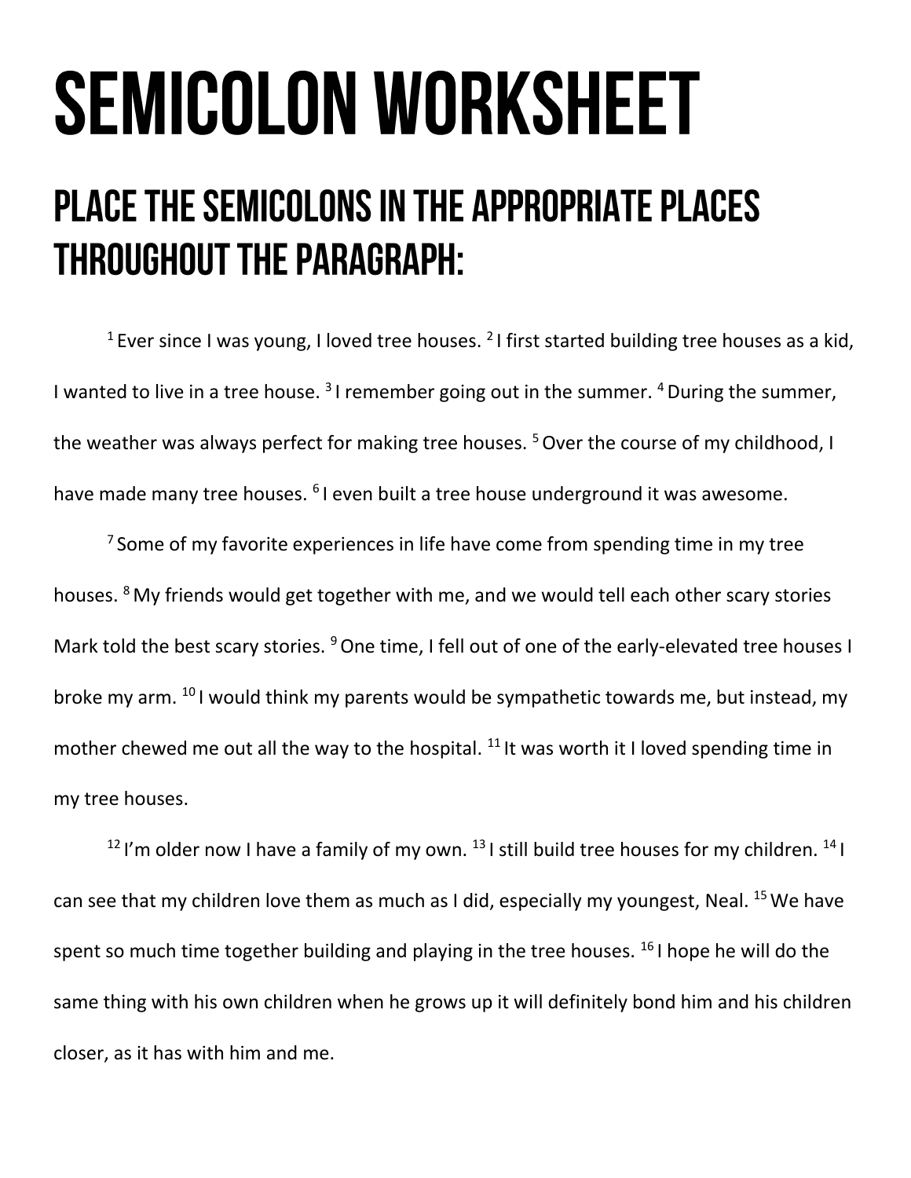# SEMICOLON WORKSHEET

## PLACE THE SEMICOLONS IN THE APPROPRIATE PLACES THROUGHOUT THE PARAGRAPH:

[1] Ever since I was young, I loved tree houses. [2] I first started building tree houses as a kid, I wanted to live in a tree house. [3] I remember going out in the summer. [4] During the summer, the weather was always perfect for making tree houses. [5] Over the course of my childhood, I have made many tree houses. [6] I even built a tree house underground it was awesome.

[7] Some of my favorite experiences in life have come from spending time in my tree houses. [8] My friends would get together with me, and we would tell each other scary stories Mark told the best scary stories. [9] One time, I fell out of one of the early-elevated tree houses I broke my arm. [10] I would think my parents would be sympathetic towards me, but instead, my mother chewed me out all the way to the hospital. [11] It was worth it I loved spending time in my tree houses.

[12] I'm older now I have a family of my own. [13] I still build tree houses for my children. [14] I can see that my children love them as much as I did, especially my youngest, Neal. [15] We have spent so much time together building and playing in the tree houses. [16] I hope he will do the same thing with his own children when he grows up it will definitely bond him and his children closer, as it has with him and me.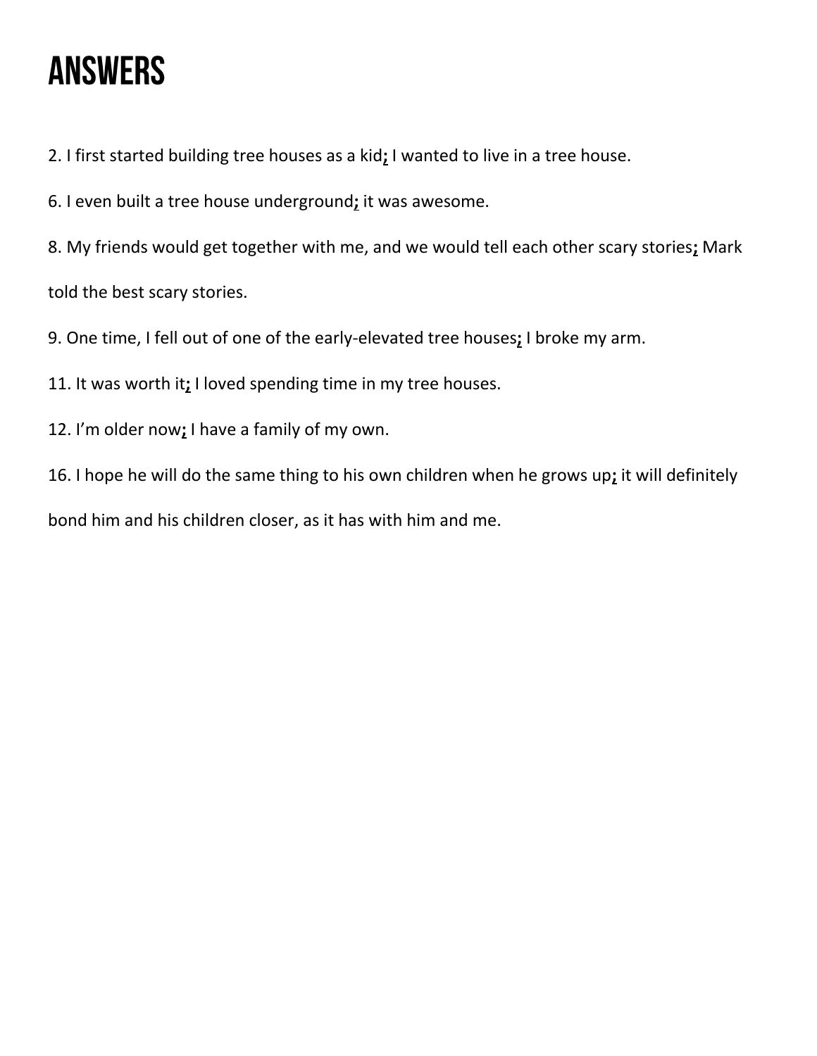# ANSWERS

2. I first started building tree houses as a kid**;** I wanted to live in a tree house.

6. I even built a tree house underground**;** it was awesome.

8. My friends would get together with me, and we would tell each other scary stories**;** Mark told the best scary stories.

9. One time, I fell out of one of the early-elevated tree houses**;** I broke my arm.

11. It was worth it**;** I loved spending time in my tree houses.

12. I'm older now**;** I have a family of my own.

16. I hope he will do the same thing to his own children when he grows up**;** it will definitely bond him and his children closer, as it has with him and me.